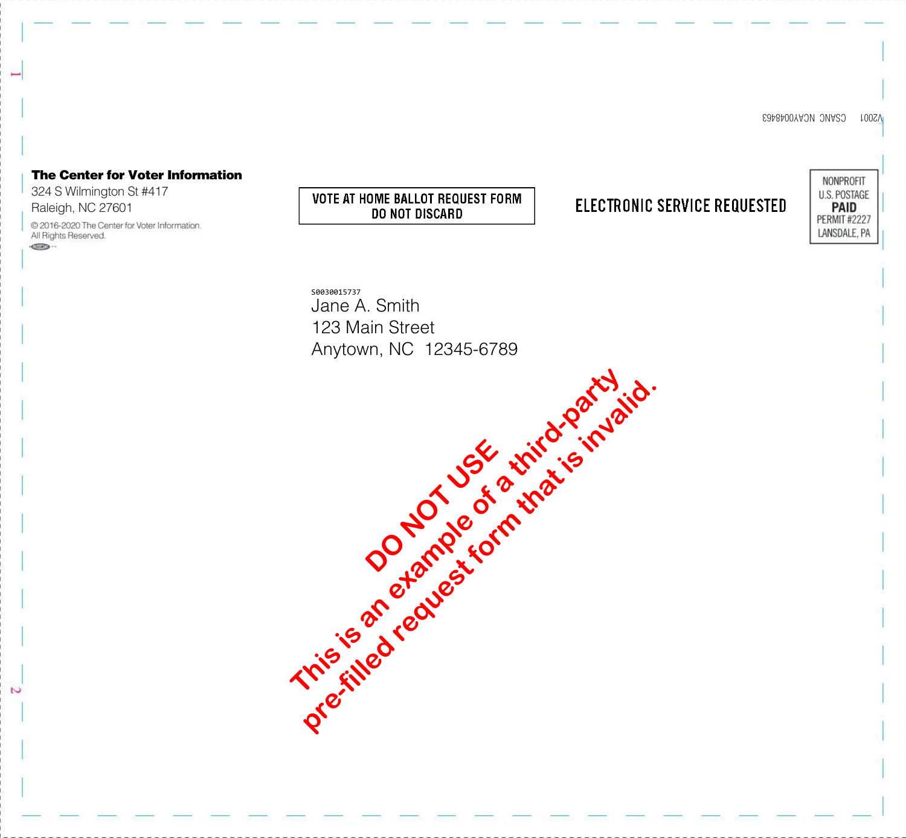V2001 CSANC NCAY0048463

**The Center for Voter Information**
324 S Wilmington St #417
Raleigh, NC 27601

© 2016-2020 The Center for Voter Information.
All Rights Reserved.

VOTE AT HOME BALLOT REQUEST FORM
DO NOT DISCARD

ELECTRONIC SERVICE REQUESTED

NONPROFIT
U.S. POSTAGE
**PAID**
PERMIT #2227
LANSDALE, PA

S0030015737
Jane A. Smith
123 Main Street
Anytown, NC 12345-6789

DO NOT USE
This is an example of a third-party pre-filled request form that is invalid.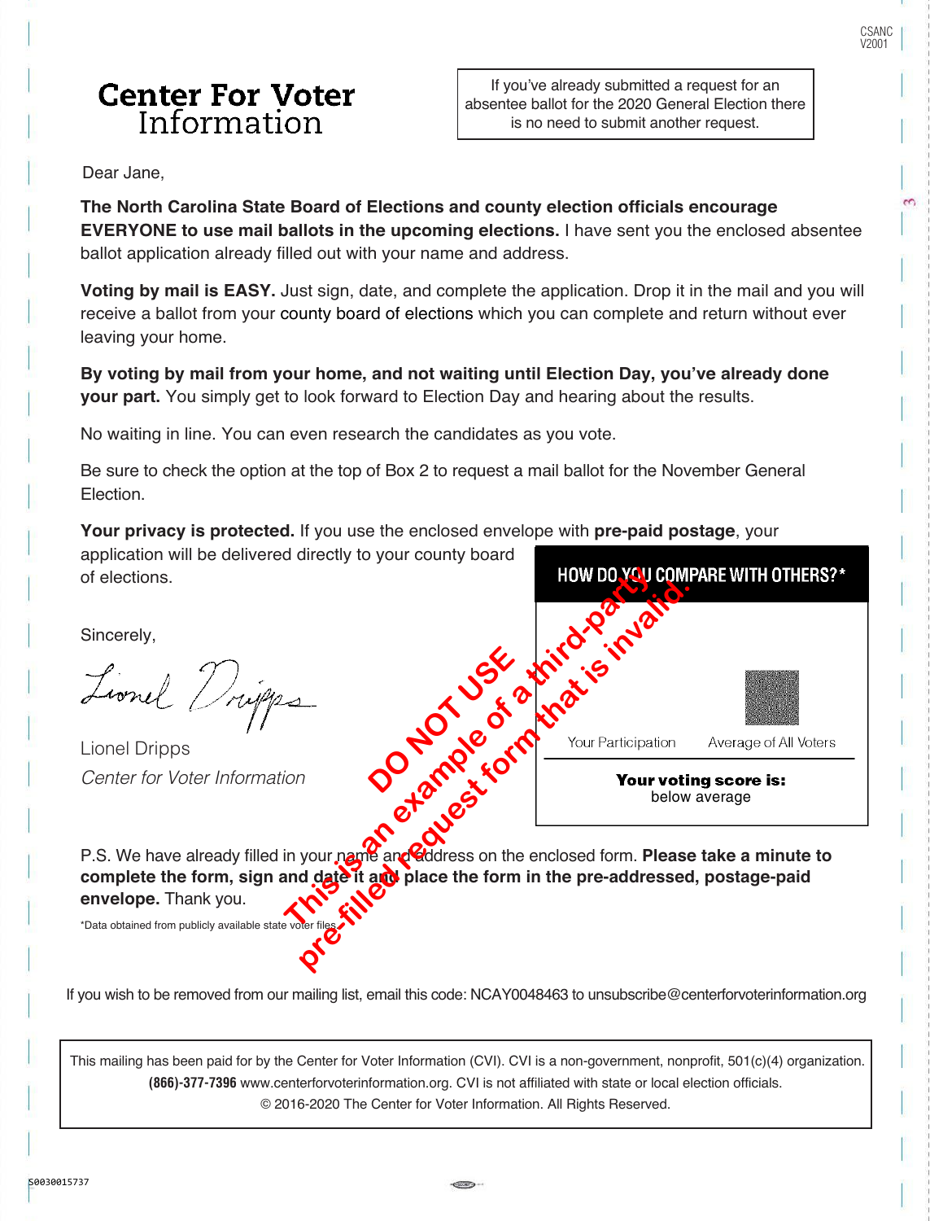# Center For Voter Information

If you've already submitted a request for an absentee ballot for the 2020 General Election there is no need to submit another request.

Dear Jane,

**The North Carolina State Board of Elections and county election officials encourage EVERYONE to use mail ballots in the upcoming elections.** I have sent you the enclosed absentee ballot application already filled out with your name and address.

**Voting by mail is EASY.** Just sign, date, and complete the application. Drop it in the mail and you will receive a ballot from your county board of elections which you can complete and return without ever leaving your home.

**By voting by mail from your home, and not waiting until Election Day, you've already done your part.** You simply get to look forward to Election Day and hearing about the results.

No waiting in line. You can even research the candidates as you vote.

Be sure to check the option at the top of Box 2 to request a mail ballot for the November General Election.

**Your privacy is protected.** If you use the enclosed envelope with **pre-paid postage**, your application will be delivered directly to your county board of elections.

**HOW DO YOU COMPARE WITH OTHERS?***

| Your Participation | Average of All Voters |
| --- | --- |

**Your voting score is:** below average

DO NOT USE

This is an example of a third-party pre-filled request form that is invalid.

Sincerely,

Lionel Dripps

Lionel Dripps

*Center for Voter Information*

P.S. We have already filled in your name and address on the enclosed form. **Please take a minute to complete the form, sign and date it and place the form in the pre-addressed, postage-paid envelope.** Thank you.

*Data obtained from publicly available state voter files.

If you wish to be removed from our mailing list, email this code: NCAY0048463 to unsubscribe@centerforvoterinformation.org

This mailing has been paid for by the Center for Voter Information (CVI). CVI is a non-government, nonprofit, 501(c)(4) organization. **(866)-377-7396** www.centerforvoterinformation.org. CVI is not affiliated with state or local election officials. © 2016-2020 The Center for Voter Information. All Rights Reserved.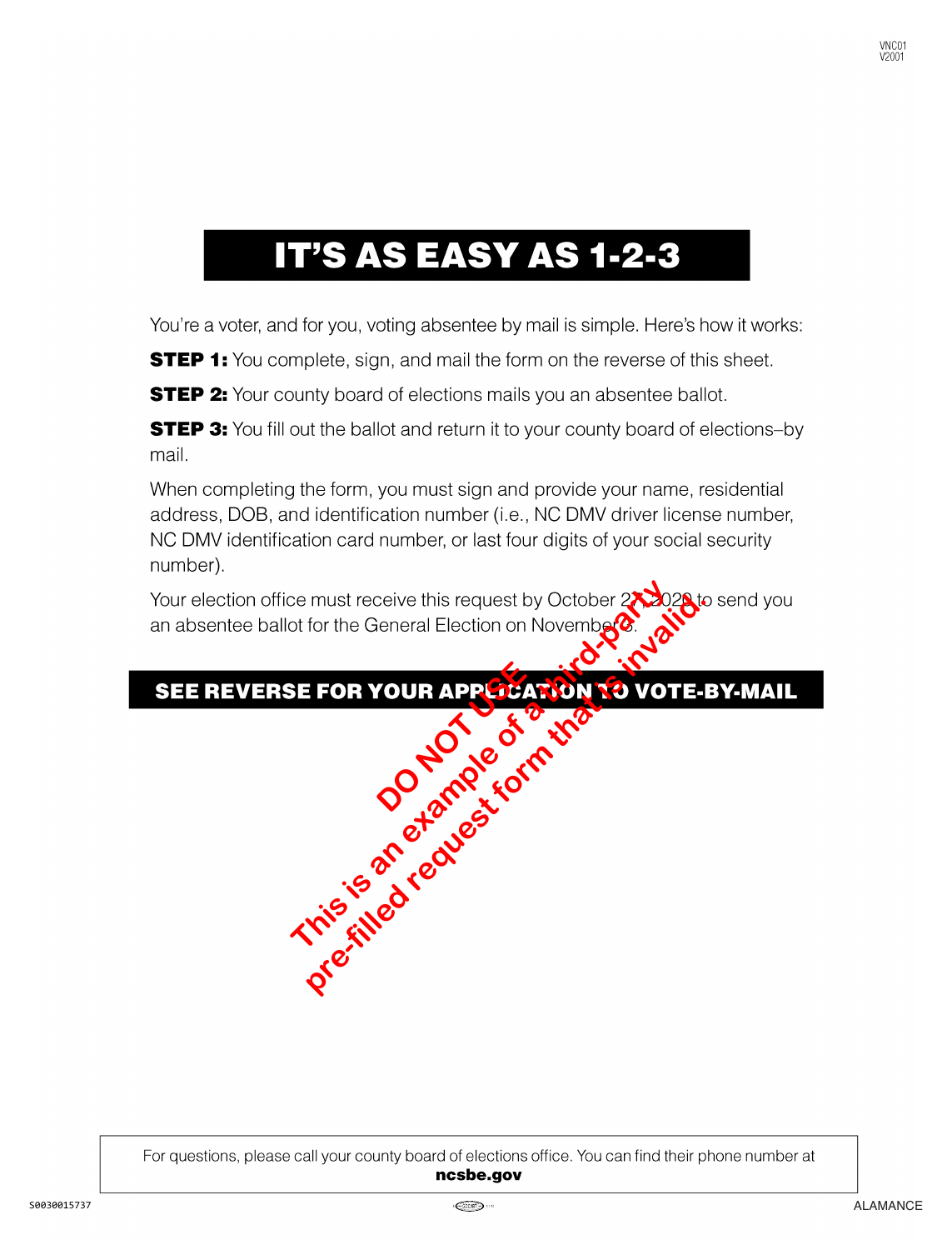# IT'S AS EASY AS 1-2-3

You're a voter, and for you, voting absentee by mail is simple. Here's how it works:

**STEP 1:** You complete, sign, and mail the form on the reverse of this sheet.

**STEP 2:** Your county board of elections mails you an absentee ballot.

**STEP 3:** You fill out the ballot and return it to your county board of elections–by mail.

When completing the form, you must sign and provide your name, residential address, DOB, and identification number (i.e., NC DMV driver license number, NC DMV identification card number, or last four digits of your social security number).

Your election office must receive this request by October 27, 2020 to send you an absentee ballot for the General Election on November 3.

**SEE REVERSE FOR YOUR APPLICATION TO VOTE-BY-MAIL**

DO NOT USE

This is an example of a third-party pre-filled request form that is invalid.

For questions, please call your county board of elections office. You can find their phone number at **ncsbe.gov**

S0030015737

ALAMANCE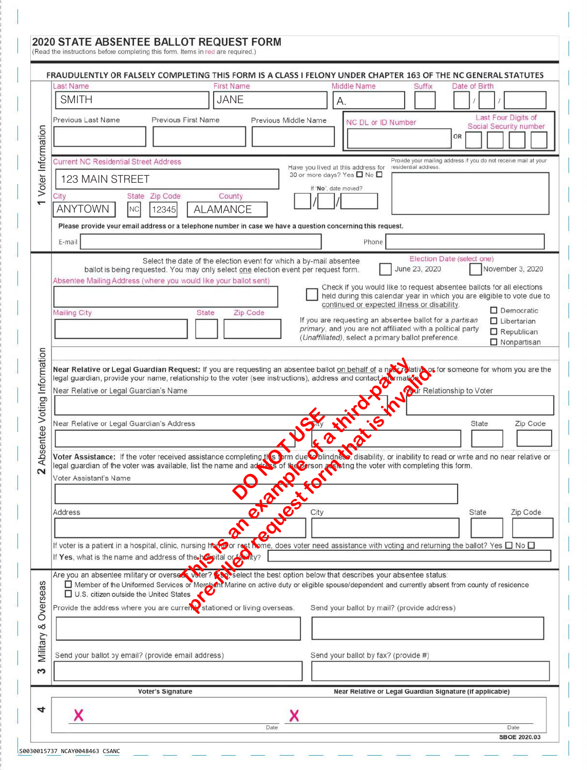## 2020 STATE ABSENTEE BALLOT REQUEST FORM

(Read the instructions before completing this form. Items in red are required.)

**FRAUDULENTLY OR FALSELY COMPLETING THIS FORM IS A CLASS I FELONY UNDER CHAPTER 163 OF THE NC GENERAL STATUTES**

### 1 Voter Information

| Last Name | First Name | Middle Name | Suffix | Date of Birth |
|---|---|---|---|---|
| SMITH | JANE | A. | | / / |

| Previous Last Name | Previous First Name | Previous Middle Name | NC DL or ID Number | OR | Last Four Digits of Social Security number |
|---|---|---|---|---|---|
| | | | | | |

Current NC Residential Street Address: 123 MAIN STREET

Have you lived at this address for 30 or more days? Yes ☐ No ☐

If "No", date moved? / /

Provide your mailing address if you do not receive mail at your residential address.

| City | State | Zip Code | County |
|---|---|---|---|
| ANYTOWN | NC | 12345 | ALAMANCE |

**Please provide your email address or a telephone number in case we have a question concerning this request.**

E-mail: Phone:

### 2 Absentee Voting Information

Select the date of the election event for which a by-mail absentee ballot is being requested. You may only select one election event per request form.

Election Date (select one): ☐ June 23, 2020 ☐ November 3, 2020

Absentee Mailing Address (where you would like your ballot sent):

| Mailing City | State | Zip Code |
|---|---|---|
| | | |

☐ Check if you would like to request absentee ballots for all elections held during this calendar year in which you are eligible to vote due to continued or expected illness or disability.

If you are requesting an absentee ballot for a *partisan primary*, and you are not affiliated with a political party (*Unaffiliated*), select a primary ballot preference.

- ☐ Democratic
- ☐ Libertarian
- ☐ Republican
- ☐ Nonpartisan

**Near Relative or Legal Guardian Request:** If you are requesting an absentee ballot on behalf of a near relative or for someone for whom you are the legal guardian, provide your name, relationship to the voter (see instructions), address and contact information.

Near Relative or Legal Guardian's Name: Your Relationship to Voter:

| Near Relative or Legal Guardian's Address | City | State | Zip Code |
|---|---|---|---|
| | | | |

**Voter Assistance:** If the voter received assistance completing this form due to blindness, disability, or inability to read or write and no near relative or legal guardian of the voter was available, list the name and address of the person assisting the voter with completing this form.

Voter Assistant's Name:

| Address | City | State | Zip Code |
|---|---|---|---|
| | | | |

If voter is a patient in a hospital, clinic, nursing home or rest home, does voter need assistance with voting and returning the ballot? Yes ☐ No ☐

If **Yes**, what is the name and address of the hospital or facility?

### 3 Military & Overseas

Are you an absentee military or overseas voter? If so, select the best option below that describes your absentee status:

- ☐ Member of the Uniformed Services or Merchant Marine on active duty or eligible spouse/dependent and currently absent from county of residence
- ☐ U.S. citizen outside the United States

Provide the address where you are currently stationed or living overseas.

Send your ballot by mail? (provide address)

Send your ballot by email? (provide email address)

Send your ballot by fax? (provide #)

### 4

| Voter's Signature | Date | Near Relative or Legal Guardian Signature (if applicable) | Date |
|---|---|---|---|
| X | | X | |

SBOE 2020.03

**DO NOT USE**
**This is an example of a third-party pre-filled request form that is invalid.**

S0030015737 NCAY0048463 CSANC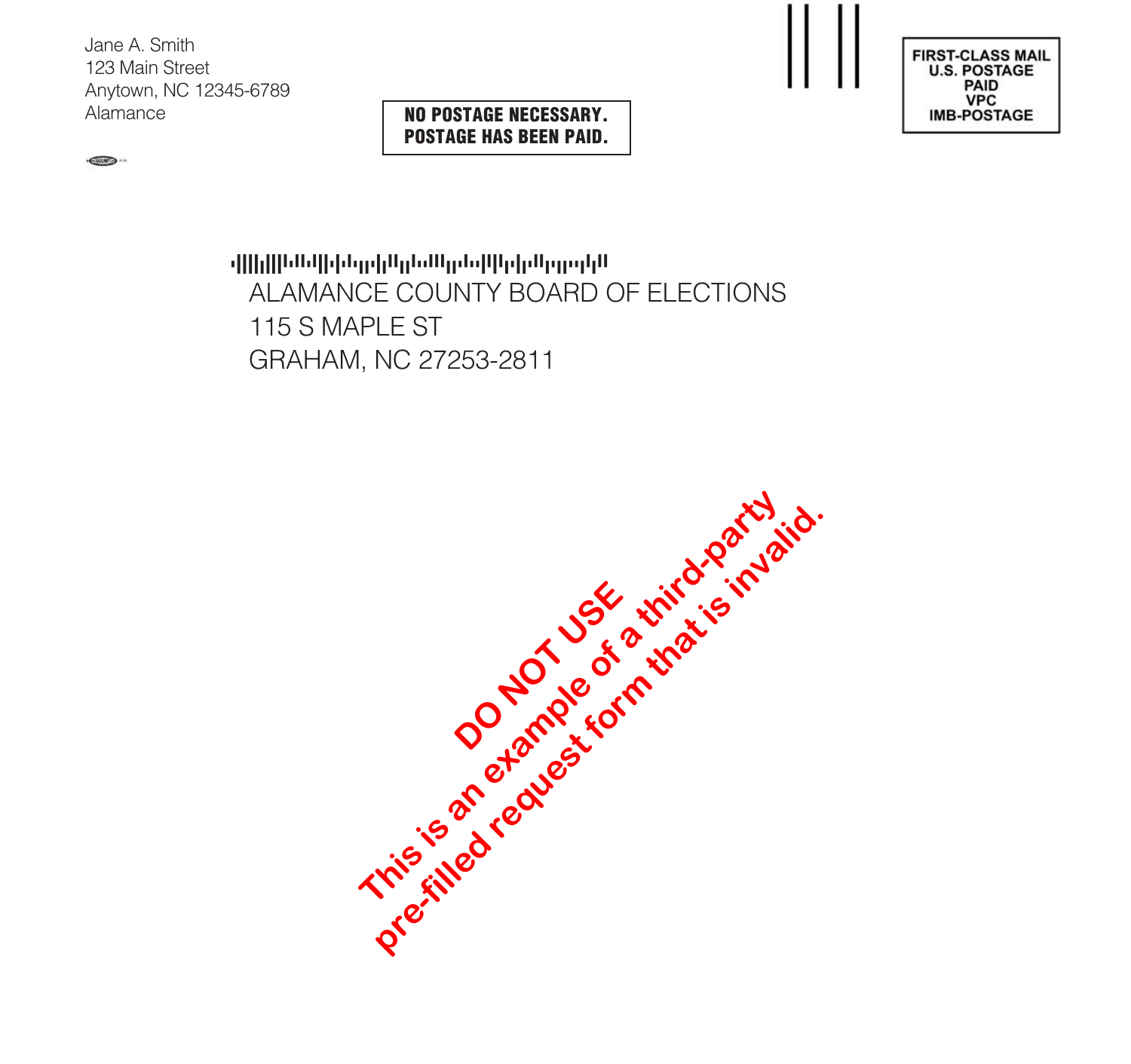Jane A. Smith
123 Main Street
Anytown, NC 12345-6789
Alamance

**NO POSTAGE NECESSARY.**
**POSTAGE HAS BEEN PAID.**

**FIRST-CLASS MAIL**
**U.S. POSTAGE**
**PAID**
**VPC**
**IMB-POSTAGE**

ALAMANCE COUNTY BOARD OF ELECTIONS
115 S MAPLE ST
GRAHAM, NC 27253-2811

**DO NOT USE**
**This is an example of a third-party pre-filled request form that is invalid.**